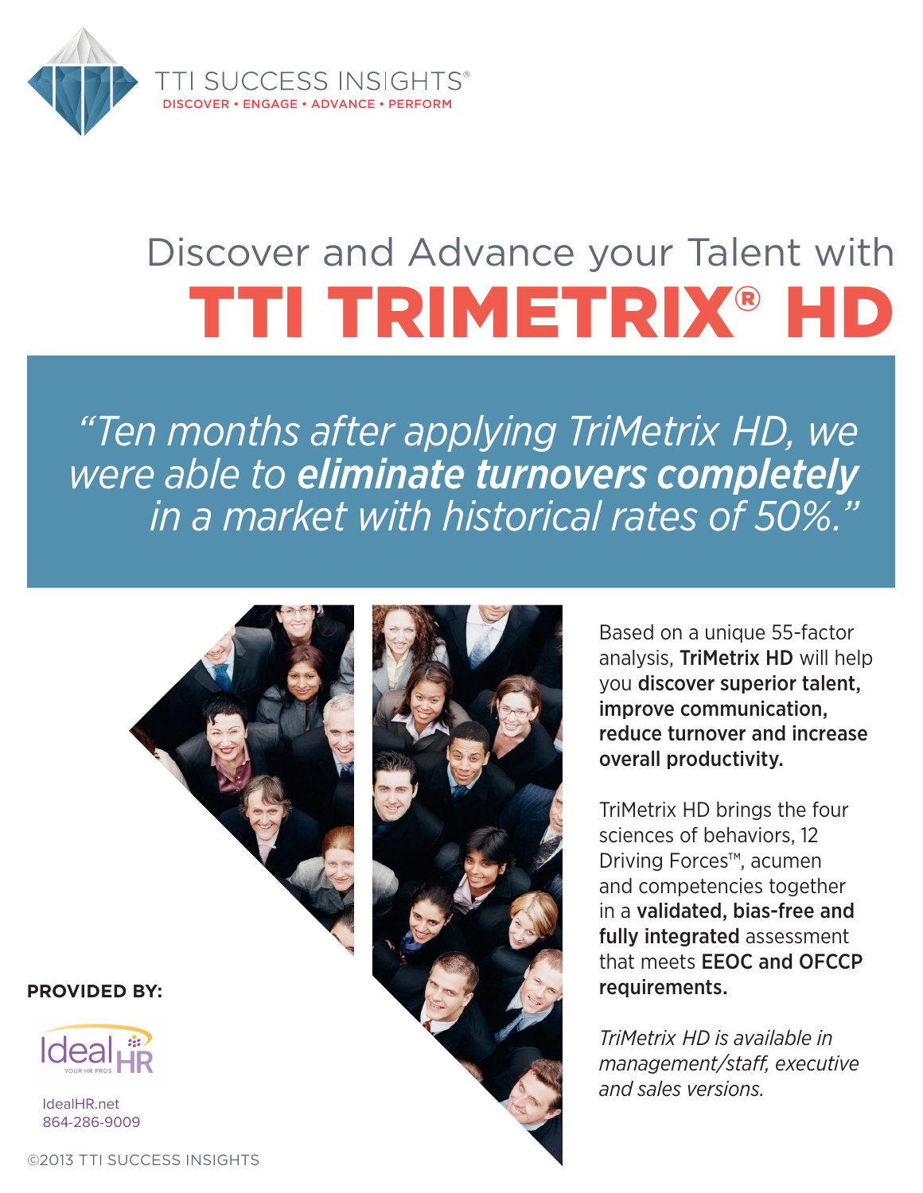TTI SUCCESS INSIGHTS®

DISCOVER • ENGAGE • ADVANCE • PERFORM

# Discover and Advance your Talent with TTI TRIMETRIX® HD

*"Ten months after applying TriMetrix HD, we were able to* ***eliminate turnovers completely*** *in a market with historical rates of 50%."*

Based on a unique 55-factor analysis, **TriMetrix HD** will help you **discover superior talent, improve communication, reduce turnover and increase overall productivity.**

TriMetrix HD brings the four sciences of behaviors, 12 Driving Forces™, acumen and competencies together in a **validated, bias-free and fully integrated** assessment that meets **EEOC and OFCCP requirements.**

*TriMetrix HD is available in management/staff, executive and sales versions.*

**PROVIDED BY:**

Ideal HR
YOUR HR PROS

IdealHR.net
864-286-9009

©2013 TTI SUCCESS INSIGHTS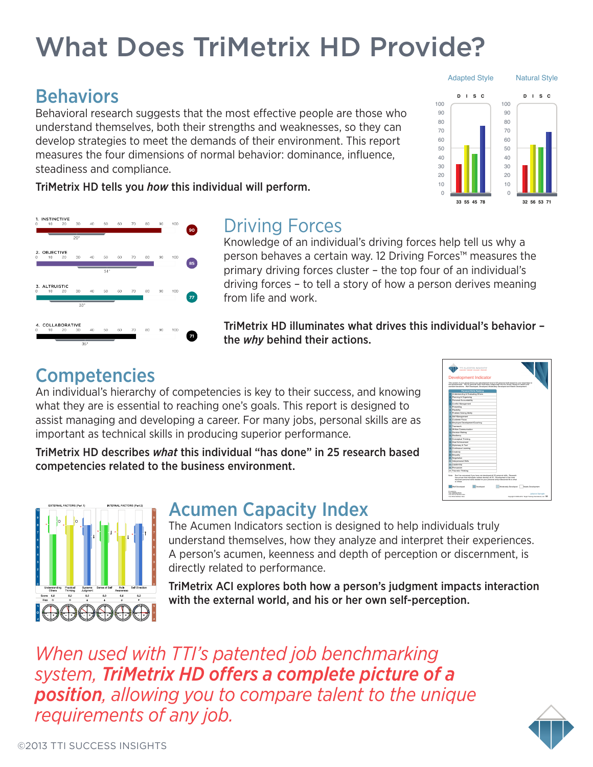# What Does TriMetrix HD Provide?

## Behaviors

Behavioral research suggests that the most effective people are those who understand themselves, both their strengths and weaknesses, so they can develop strategies to meet the demands of their environment. This report measures the four dimensions of normal behavior: dominance, influence, steadiness and compliance.

**TriMetrix HD tells you *how* this individual will perform.**

Adapted Style

D I S C

100 90 80 70 60 50 40 30 20 10 0

33 55 45 78

Natural Style

D I S C

100 90 80 70 60 50 40 30 20 10 0

32 56 53 71

1. INSTINCTIVE
90
29*

2. OBJECTIVE
85
51*

3. ALTRUISTIC
77
33*

4. COLLABORATIVE
71
35*

## Driving Forces

Knowledge of an individual's driving forces help tell us why a person behaves a certain way. 12 Driving Forces™ measures the primary driving forces cluster – the top four of an individual's driving forces – to tell a story of how a person derives meaning from life and work.

**TriMetrix HD illuminates what drives this individual's behavior – the *why* behind their actions.**

## Competencies

An individual's hierarchy of competencies is key to their success, and knowing what they are is essential to reaching one's goals. This report is designed to assist managing and developing a career. For many jobs, personal skills are as important as technical skills in producing superior performance.

**TriMetrix HD describes *what* this individual "has done" in 25 research based competencies related to the business environment.**

## Acumen Capacity Index

The Acumen Indicators section is designed to help individuals truly understand themselves, how they analyze and interpret their experiences. A person's acumen, keenness and depth of perception or discernment, is directly related to performance.

**TriMetrix ACI explores both how a person's judgment impacts interaction with the external world, and his or her own self-perception.**

*When used with TTI's patented job benchmarking system, **TriMetrix HD offers a complete picture of a position**, allowing you to compare talent to the unique requirements of any job.*

©2013 TTI SUCCESS INSIGHTS